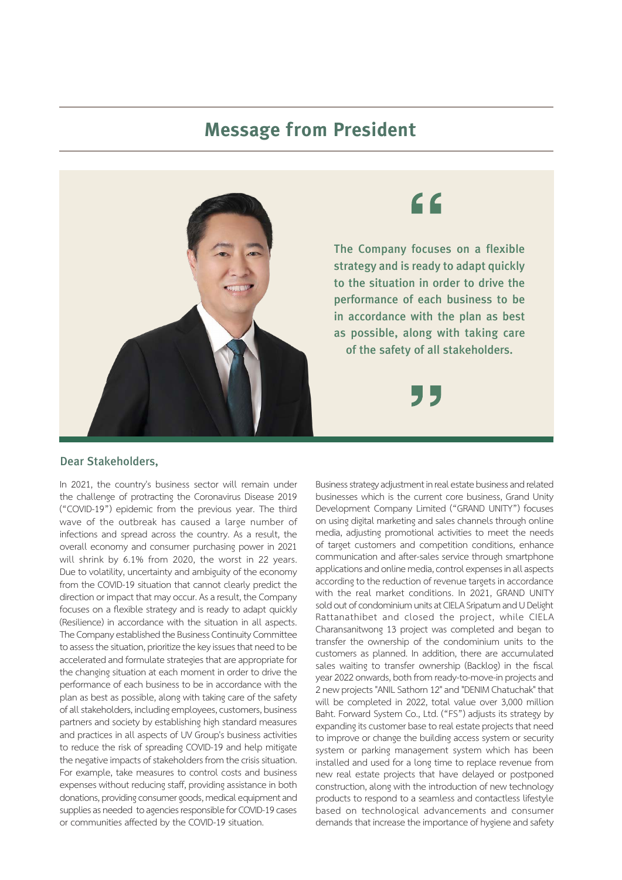# Message from President

> The Company focuses on a flexible strategy and is ready to adapt quickly to the situation in order to drive the performance of each business to be in accordance with the plan as best as possible, along with taking care of the safety of all stakeholders.

## Dear Stakeholders,

In 2021, the country's business sector will remain under the challenge of protracting the Coronavirus Disease 2019 ("COVID-19") epidemic from the previous year. The third wave of the outbreak has caused a large number of infections and spread across the country. As a result, the overall economy and consumer purchasing power in 2021 will shrink by 6.1% from 2020, the worst in 22 years. Due to volatility, uncertainty and ambiguity of the economy from the COVID-19 situation that cannot clearly predict the direction or impact that may occur. As a result, the Company focuses on a flexible strategy and is ready to adapt quickly (Resilience) in accordance with the situation in all aspects. The Company established the Business Continuity Committee to assess the situation, prioritize the key issues that need to be accelerated and formulate strategies that are appropriate for the changing situation at each moment in order to drive the performance of each business to be in accordance with the plan as best as possible, along with taking care of the safety of all stakeholders, including employees, customers, business partners and society by establishing high standard measures and practices in all aspects of UV Group's business activities to reduce the risk of spreading COVID-19 and help mitigate the negative impacts of stakeholders from the crisis situation. For example, take measures to control costs and business expenses without reducing staff, providing assistance in both donations, providing consumer goods, medical equipment and supplies as needed to agencies responsible for COVID-19 cases or communities affected by the COVID-19 situation.

Business strategy adjustment in real estate business and related businesses which is the current core business, Grand Unity Development Company Limited ("GRAND UNITY") focuses on using digital marketing and sales channels through online media, adjusting promotional activities to meet the needs of target customers and competition conditions, enhance communication and after-sales service through smartphone applications and online media, control expenses in all aspects according to the reduction of revenue targets in accordance with the real market conditions. In 2021, GRAND UNITY sold out of condominium units at CIELA Sripatum and U Delight Rattanathibet and closed the project, while CIELA Charansanitwong 13 project was completed and began to transfer the ownership of the condominium units to the customers as planned. In addition, there are accumulated sales waiting to transfer ownership (Backlog) in the fiscal year 2022 onwards, both from ready-to-move-in projects and 2 new projects "ANIL Sathorn 12" and "DENIM Chatuchak" that will be completed in 2022, total value over 3,000 million Baht. Forward System Co., Ltd. ("FS") adjusts its strategy by expanding its customer base to real estate projects that need to improve or change the building access system or security system or parking management system which has been installed and used for a long time to replace revenue from new real estate projects that have delayed or postponed construction, along with the introduction of new technology products to respond to a seamless and contactless lifestyle based on technological advancements and consumer demands that increase the importance of hygiene and safety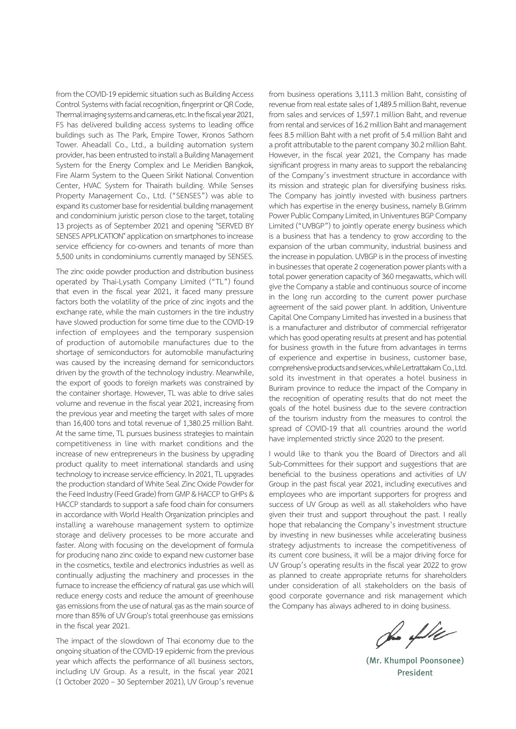from the COVID-19 epidemic situation such as Building Access Control Systems with facial recognition, fingerprint or QR Code, Thermal imaging systems and cameras, etc. In the fiscal year 2021, FS has delivered building access systems to leading office buildings such as The Park, Empire Tower, Kronos Sathorn Tower. Aheadall Co., Ltd., a building automation system provider, has been entrusted to install a Building Management System for the Energy Complex and Le Meridien Bangkok, Fire Alarm System to the Queen Sirikit National Convention Center, HVAC System for Thairath building. While Senses Property Management Co., Ltd. ("SENSES") was able to expand its customer base for residential building management and condominium juristic person close to the target, totaling 13 projects as of September 2021 and opening "SERVED BY SENSES APPLICATION" application on smartphones to increase service efficiency for co-owners and tenants of more than 5,500 units in condominiums currently managed by SENSES.

The zinc oxide powder production and distribution business operated by Thai-Lysath Company Limited ("TL") found that even in the fiscal year 2021, it faced many pressure factors both the volatility of the price of zinc ingots and the exchange rate, while the main customers in the tire industry have slowed production for some time due to the COVID-19 infection of employees and the temporary suspension of production of automobile manufactures due to the shortage of semiconductors for automobile manufacturing was caused by the increasing demand for semiconductors driven by the growth of the technology industry. Meanwhile, the export of goods to foreign markets was constrained by the container shortage. However, TL was able to drive sales volume and revenue in the fiscal year 2021, increasing from the previous year and meeting the target with sales of more than 16,400 tons and total revenue of 1,380.25 million Baht. At the same time, TL pursues business strategies to maintain competitiveness in line with market conditions and the increase of new entrepreneurs in the business by upgrading product quality to meet international standards and using technology to increase service efficiency. In 2021, TL upgrades the production standard of White Seal Zinc Oxide Powder for the Feed Industry (Feed Grade) from GMP & HACCP to GHPs & HACCP standards to support a safe food chain for consumers in accordance with World Health Organization principles and installing a warehouse management system to optimize storage and delivery processes to be more accurate and faster. Along with focusing on the development of formula for producing nano zinc oxide to expand new customer base in the cosmetics, textile and electronics industries as well as continually adjusting the machinery and processes in the furnace to increase the efficiency of natural gas use which will reduce energy costs and reduce the amount of greenhouse gas emissions from the use of natural gas as the main source of more than 85% of UV Group's total greenhouse gas emissions in the fiscal year 2021.

The impact of the slowdown of Thai economy due to the ongoing situation of the COVID-19 epidemic from the previous year which affects the performance of all business sectors, including UV Group. As a result, in the fiscal year 2021 (1 October 2020 – 30 September 2021), UV Group's revenue from business operations 3,111.3 million Baht, consisting of revenue from real estate sales of 1,489.5 million Baht, revenue from sales and services of 1,597.1 million Baht, and revenue from rental and services of 16.2 million Baht and management fees 8.5 million Baht with a net profit of 5.4 million Baht and a profit attributable to the parent company 30.2 million Baht. However, in the fiscal year 2021, the Company has made significant progress in many areas to support the rebalancing of the Company's investment structure in accordance with its mission and strategic plan for diversifying business risks. The Company has jointly invested with business partners which has expertise in the energy business, namely B.Grimm Power Public Company Limited, in Univentures BGP Company Limited ("UVBGP") to jointly operate energy business which is a business that has a tendency to grow according to the expansion of the urban community, industrial business and the increase in population. UVBGP is in the process of investing in businesses that operate 2 cogeneration power plants with a total power generation capacity of 360 megawatts, which will give the Company a stable and continuous source of income in the long run according to the current power purchase agreement of the said power plant. In addition, Univenture Capital One Company Limited has invested in a business that is a manufacturer and distributor of commercial refrigerator which has good operating results at present and has potential for business growth in the future from advantages in terms of experience and expertise in business, customer base, comprehensive products and services, while Lertrattakarn Co., Ltd. sold its investment in that operates a hotel business in Buriram province to reduce the impact of the Company in the recognition of operating results that do not meet the goals of the hotel business due to the severe contraction of the tourism industry from the measures to control the spread of COVID-19 that all countries around the world have implemented strictly since 2020 to the present.

I would like to thank you the Board of Directors and all Sub-Committees for their support and suggestions that are beneficial to the business operations and activities of UV Group in the past fiscal year 2021, including executives and employees who are important supporters for progress and success of UV Group as well as all stakeholders who have given their trust and support throughout the past. I really hope that rebalancing the Company's investment structure by investing in new businesses while accelerating business strategy adjustments to increase the competitiveness of its current core business, it will be a major driving force for UV Group's operating results in the fiscal year 2022 to grow as planned to create appropriate returns for shareholders under consideration of all stakeholders on the basis of good corporate governance and risk management which the Company has always adhered to in doing business.

**(Mr. Khumpol Poonsonee)**
**President**